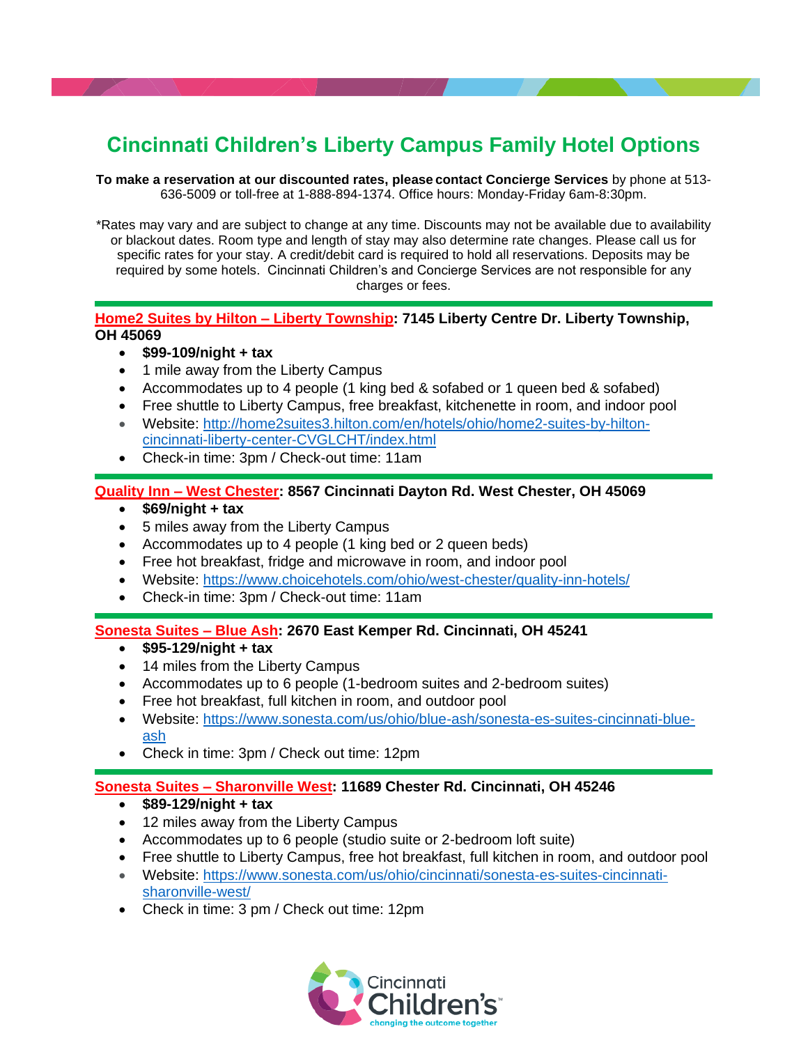# Cincinnati Children's Liberty Campus Family Hotel Options

**To make a reservation at our discounted rates, please contact Concierge Services** by phone at 513-636-5009 or toll-free at 1-888-894-1374. Office hours: Monday-Friday 6am-8:30pm.

*Rates may vary and are subject to change at any time. Discounts may not be available due to availability or blackout dates. Room type and length of stay may also determine rate changes. Please call us for specific rates for your stay. A credit/debit card is required to hold all reservations. Deposits may be required by some hotels. Cincinnati Children's and Concierge Services are not responsible for any charges or fees.

---

**Home2 Suites by Hilton – Liberty Township: 7145 Liberty Centre Dr. Liberty Township, OH 45069**

- **$99-109/night + tax**
- 1 mile away from the Liberty Campus
- Accommodates up to 4 people (1 king bed & sofabed or 1 queen bed & sofabed)
- Free shuttle to Liberty Campus, free breakfast, kitchenette in room, and indoor pool
- Website: http://home2suites3.hilton.com/en/hotels/ohio/home2-suites-by-hilton-cincinnati-liberty-center-CVGLCHT/index.html
- Check-in time: 3pm / Check-out time: 11am

---

**Quality Inn – West Chester: 8567 Cincinnati Dayton Rd. West Chester, OH 45069**

- **$69/night + tax**
- 5 miles away from the Liberty Campus
- Accommodates up to 4 people (1 king bed or 2 queen beds)
- Free hot breakfast, fridge and microwave in room, and indoor pool
- Website: https://www.choicehotels.com/ohio/west-chester/quality-inn-hotels/
- Check-in time: 3pm / Check-out time: 11am

---

**Sonesta Suites – Blue Ash: 2670 East Kemper Rd. Cincinnati, OH 45241**

- **$95-129/night + tax**
- 14 miles from the Liberty Campus
- Accommodates up to 6 people (1-bedroom suites and 2-bedroom suites)
- Free hot breakfast, full kitchen in room, and outdoor pool
- Website: https://www.sonesta.com/us/ohio/blue-ash/sonesta-es-suites-cincinnati-blue-ash
- Check in time: 3pm / Check out time: 12pm

---

**Sonesta Suites – Sharonville West: 11689 Chester Rd. Cincinnati, OH 45246**

- **$89-129/night + tax**
- 12 miles away from the Liberty Campus
- Accommodates up to 6 people (studio suite or 2-bedroom loft suite)
- Free shuttle to Liberty Campus, free hot breakfast, full kitchen in room, and outdoor pool
- Website: https://www.sonesta.com/us/ohio/cincinnati/sonesta-es-suites-cincinnati-sharonville-west/
- Check in time: 3 pm / Check out time: 12pm

Cincinnati Children's
changing the outcome together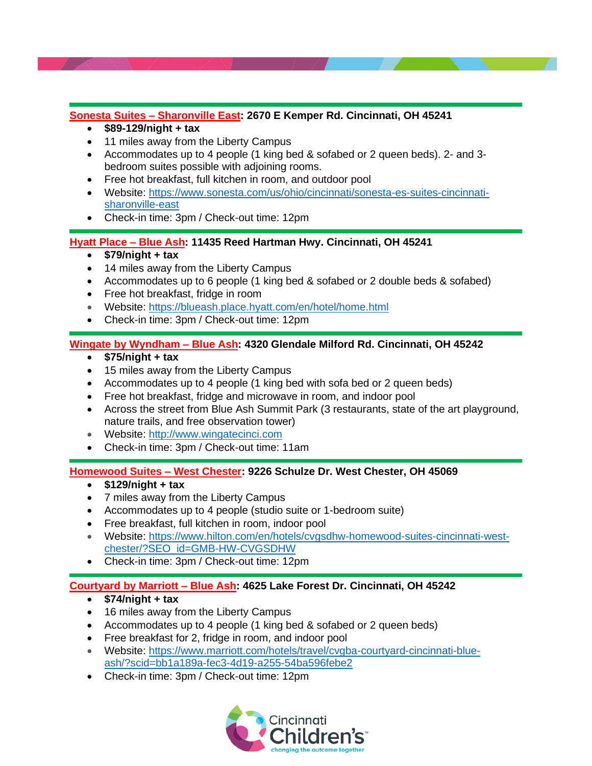**[Sonesta Suites – Sharonville East](https://www.sonesta.com/us/ohio/cincinnati/sonesta-es-suites-cincinnati-sharonville-east): 2670 E Kemper Rd. Cincinnati, OH 45241**

- **$89-129/night + tax**
- 11 miles away from the Liberty Campus
- Accommodates up to 4 people (1 king bed & sofabed or 2 queen beds). 2- and 3-bedroom suites possible with adjoining rooms.
- Free hot breakfast, full kitchen in room, and outdoor pool
- Website: [https://www.sonesta.com/us/ohio/cincinnati/sonesta-es-suites-cincinnati-sharonville-east](https://www.sonesta.com/us/ohio/cincinnati/sonesta-es-suites-cincinnati-sharonville-east)
- Check-in time: 3pm / Check-out time: 12pm

**[Hyatt Place – Blue Ash](https://blueash.place.hyatt.com/en/hotel/home.html): 11435 Reed Hartman Hwy. Cincinnati, OH 45241**

- **$79/night + tax**
- 14 miles away from the Liberty Campus
- Accommodates up to 6 people (1 king bed & sofabed or 2 double beds & sofabed)
- Free hot breakfast, fridge in room
- Website: [https://blueash.place.hyatt.com/en/hotel/home.html](https://blueash.place.hyatt.com/en/hotel/home.html)
- Check-in time: 3pm / Check-out time: 12pm

**[Wingate by Wyndham – Blue Ash](http://www.wingatecinci.com): 4320 Glendale Milford Rd. Cincinnati, OH 45242**

- **$75/night + tax**
- 15 miles away from the Liberty Campus
- Accommodates up to 4 people (1 king bed with sofa bed or 2 queen beds)
- Free hot breakfast, fridge and microwave in room, and indoor pool
- Across the street from Blue Ash Summit Park (3 restaurants, state of the art playground, nature trails, and free observation tower)
- Website: [http://www.wingatecinci.com](http://www.wingatecinci.com)
- Check-in time: 3pm / Check-out time: 11am

**[Homewood Suites – West Chester](https://www.hilton.com/en/hotels/cvgsdhw-homewood-suites-cincinnati-west-chester/?SEO_id=GMB-HW-CVGSDHW): 9226 Schulze Dr. West Chester, OH 45069**

- **$129/night + tax**
- 7 miles away from the Liberty Campus
- Accommodates up to 4 people (studio suite or 1-bedroom suite)
- Free breakfast, full kitchen in room, indoor pool
- Website: [https://www.hilton.com/en/hotels/cvgsdhw-homewood-suites-cincinnati-west-chester/?SEO_id=GMB-HW-CVGSDHW](https://www.hilton.com/en/hotels/cvgsdhw-homewood-suites-cincinnati-west-chester/?SEO_id=GMB-HW-CVGSDHW)
- Check-in time: 3pm / Check-out time: 12pm

**[Courtyard by Marriott – Blue Ash](https://www.marriott.com/hotels/travel/cvgba-courtyard-cincinnati-blue-ash/?scid=bb1a189a-fec3-4d19-a255-54ba596febe2): 4625 Lake Forest Dr. Cincinnati, OH 45242**

- **$74/night + tax**
- 16 miles away from the Liberty Campus
- Accommodates up to 4 people (1 king bed & sofabed or 2 queen beds)
- Free breakfast for 2, fridge in room, and indoor pool
- Website: [https://www.marriott.com/hotels/travel/cvgba-courtyard-cincinnati-blue-ash/?scid=bb1a189a-fec3-4d19-a255-54ba596febe2](https://www.marriott.com/hotels/travel/cvgba-courtyard-cincinnati-blue-ash/?scid=bb1a189a-fec3-4d19-a255-54ba596febe2)
- Check-in time: 3pm / Check-out time: 12pm

Cincinnati Children's
changing the outcome together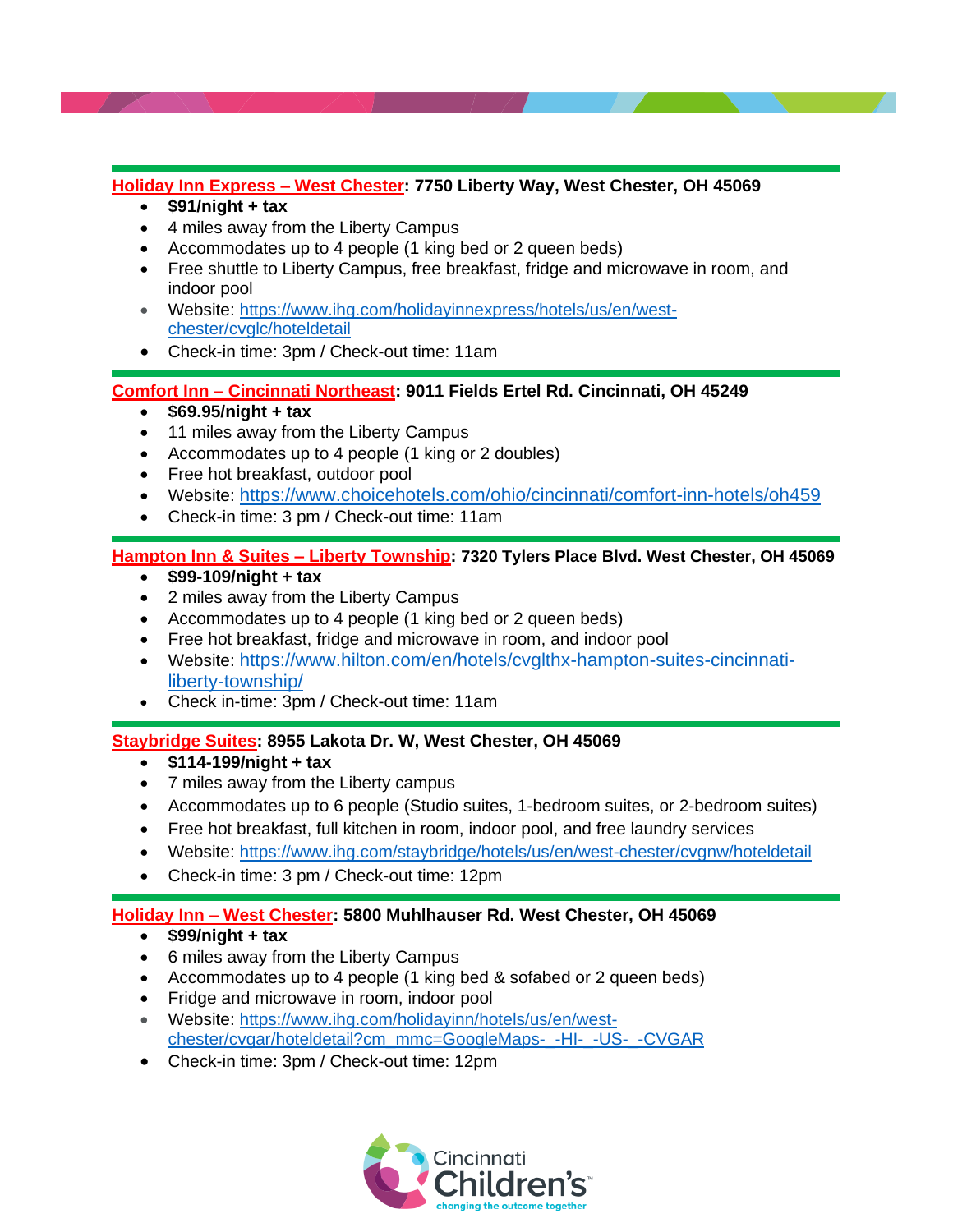**[Holiday Inn Express – West Chester](https://www.ihg.com/holidayinnexpress/hotels/us/en/west-chester/cvglc/hoteldetail): 7750 Liberty Way, West Chester, OH 45069**

- **$91/night + tax**
- 4 miles away from the Liberty Campus
- Accommodates up to 4 people (1 king bed or 2 queen beds)
- Free shuttle to Liberty Campus, free breakfast, fridge and microwave in room, and indoor pool
- Website: https://www.ihg.com/holidayinnexpress/hotels/us/en/west-chester/cvglc/hoteldetail
- Check-in time: 3pm / Check-out time: 11am

**[Comfort Inn – Cincinnati Northeast](https://www.choicehotels.com/ohio/cincinnati/comfort-inn-hotels/oh459): 9011 Fields Ertel Rd. Cincinnati, OH 45249**

- **$69.95/night + tax**
- 11 miles away from the Liberty Campus
- Accommodates up to 4 people (1 king or 2 doubles)
- Free hot breakfast, outdoor pool
- Website: https://www.choicehotels.com/ohio/cincinnati/comfort-inn-hotels/oh459
- Check-in time: 3 pm / Check-out time: 11am

**[Hampton Inn & Suites – Liberty Township](https://www.hilton.com/en/hotels/cvglthx-hampton-suites-cincinnati-liberty-township/): 7320 Tylers Place Blvd. West Chester, OH 45069**

- **$99-109/night + tax**
- 2 miles away from the Liberty Campus
- Accommodates up to 4 people (1 king bed or 2 queen beds)
- Free hot breakfast, fridge and microwave in room, and indoor pool
- Website: https://www.hilton.com/en/hotels/cvglthx-hampton-suites-cincinnati-liberty-township/
- Check in-time: 3pm / Check-out time: 11am

**[Staybridge Suites](https://www.ihg.com/staybridge/hotels/us/en/west-chester/cvgnw/hoteldetail): 8955 Lakota Dr. W, West Chester, OH 45069**

- **$114-199/night + tax**
- 7 miles away from the Liberty campus
- Accommodates up to 6 people (Studio suites, 1-bedroom suites, or 2-bedroom suites)
- Free hot breakfast, full kitchen in room, indoor pool, and free laundry services
- Website: https://www.ihg.com/staybridge/hotels/us/en/west-chester/cvgnw/hoteldetail
- Check-in time: 3 pm / Check-out time: 12pm

**[Holiday Inn – West Chester](https://www.ihg.com/holidayinn/hotels/us/en/west-chester/cvgar/hoteldetail?cm_mmc=GoogleMaps-_-HI-_-US-_-CVGAR): 5800 Muhlhauser Rd. West Chester, OH 45069**

- **$99/night + tax**
- 6 miles away from the Liberty Campus
- Accommodates up to 4 people (1 king bed & sofabed or 2 queen beds)
- Fridge and microwave in room, indoor pool
- Website: https://www.ihg.com/holidayinn/hotels/us/en/west-chester/cvgar/hoteldetail?cm_mmc=GoogleMaps-_-HI-_-US-_-CVGAR
- Check-in time: 3pm / Check-out time: 12pm

Cincinnati Children's
changing the outcome together